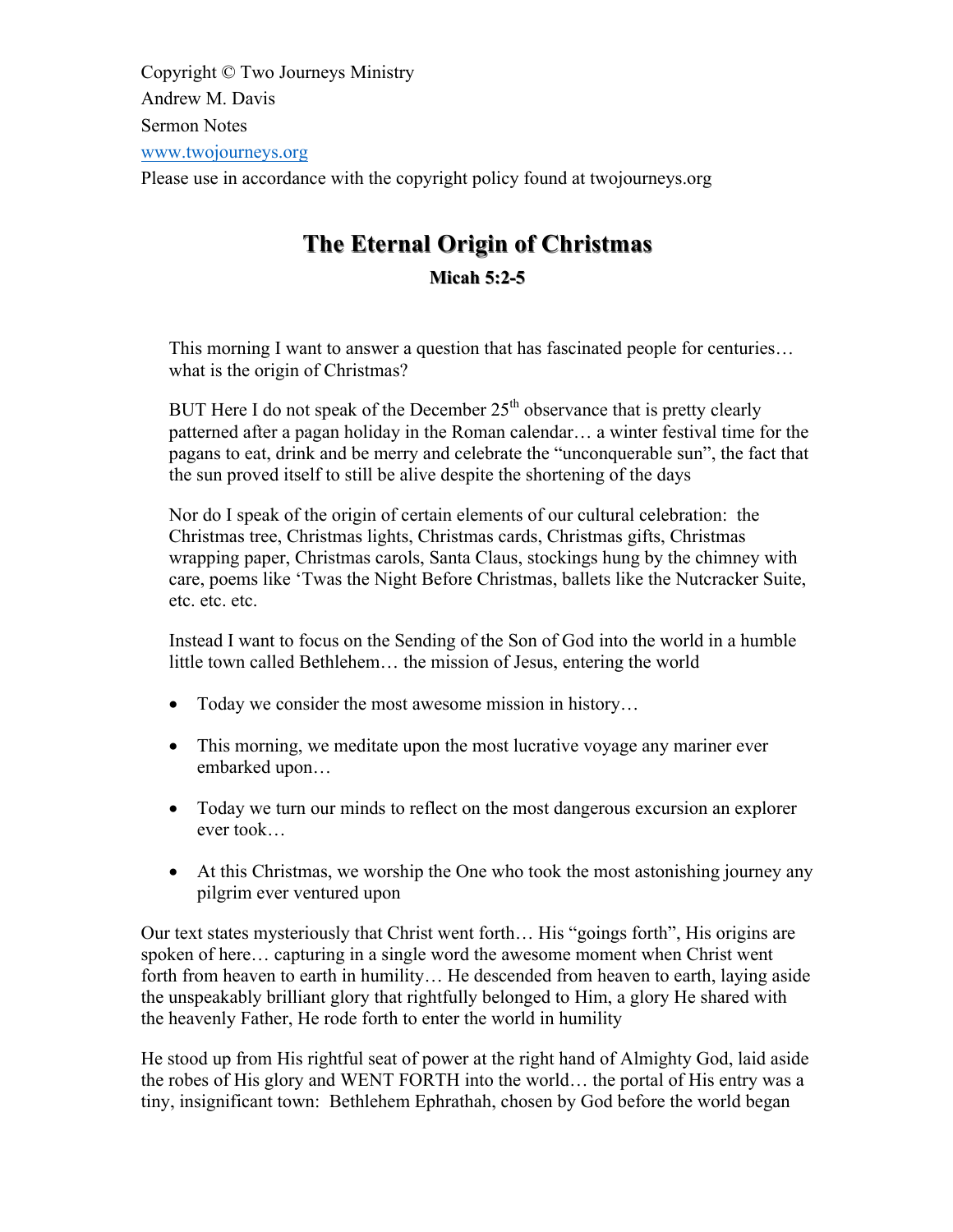Copyright © Two Journeys Ministry

Andrew M. Davis

Sermon Notes

www.twojourneys.org

Please use in accordance with the copyright policy found at twojourneys.org

# The Eternal Origin of Christmas

## Micah 5:2-5

This morning I want to answer a question that has fascinated people for centuries… what is the origin of Christmas?

BUT Here I do not speak of the December 25th observance that is pretty clearly patterned after a pagan holiday in the Roman calendar… a winter festival time for the pagans to eat, drink and be merry and celebrate the "unconquerable sun", the fact that the sun proved itself to still be alive despite the shortening of the days

Nor do I speak of the origin of certain elements of our cultural celebration: the Christmas tree, Christmas lights, Christmas cards, Christmas gifts, Christmas wrapping paper, Christmas carols, Santa Claus, stockings hung by the chimney with care, poems like 'Twas the Night Before Christmas, ballets like the Nutcracker Suite, etc. etc. etc.

Instead I want to focus on the Sending of the Son of God into the world in a humble little town called Bethlehem… the mission of Jesus, entering the world

- Today we consider the most awesome mission in history…
- This morning, we meditate upon the most lucrative voyage any mariner ever embarked upon…
- Today we turn our minds to reflect on the most dangerous excursion an explorer ever took…
- At this Christmas, we worship the One who took the most astonishing journey any pilgrim ever ventured upon

Our text states mysteriously that Christ went forth… His "goings forth", His origins are spoken of here… capturing in a single word the awesome moment when Christ went forth from heaven to earth in humility… He descended from heaven to earth, laying aside the unspeakably brilliant glory that rightfully belonged to Him, a glory He shared with the heavenly Father, He rode forth to enter the world in humility

He stood up from His rightful seat of power at the right hand of Almighty God, laid aside the robes of His glory and WENT FORTH into the world… the portal of His entry was a tiny, insignificant town: Bethlehem Ephrathah, chosen by God before the world began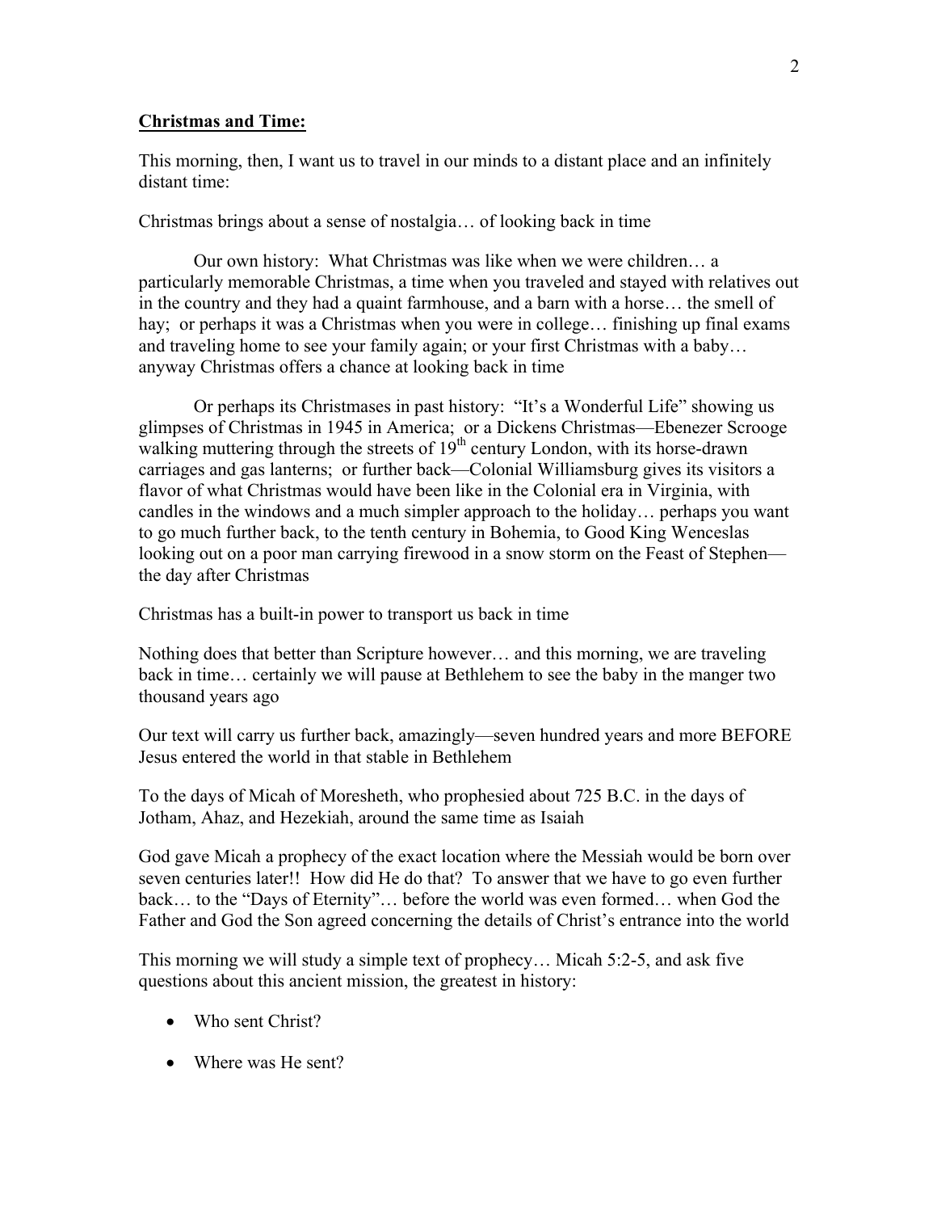**Christmas and Time:**

This morning, then, I want us to travel in our minds to a distant place and an infinitely distant time:

Christmas brings about a sense of nostalgia… of looking back in time

Our own history: What Christmas was like when we were children… a particularly memorable Christmas, a time when you traveled and stayed with relatives out in the country and they had a quaint farmhouse, and a barn with a horse… the smell of hay; or perhaps it was a Christmas when you were in college… finishing up final exams and traveling home to see your family again; or your first Christmas with a baby… anyway Christmas offers a chance at looking back in time

Or perhaps its Christmases in past history: "It's a Wonderful Life" showing us glimpses of Christmas in 1945 in America; or a Dickens Christmas—Ebenezer Scrooge walking muttering through the streets of 19th century London, with its horse-drawn carriages and gas lanterns; or further back—Colonial Williamsburg gives its visitors a flavor of what Christmas would have been like in the Colonial era in Virginia, with candles in the windows and a much simpler approach to the holiday… perhaps you want to go much further back, to the tenth century in Bohemia, to Good King Wenceslas looking out on a poor man carrying firewood in a snow storm on the Feast of Stephen—the day after Christmas

Christmas has a built-in power to transport us back in time

Nothing does that better than Scripture however… and this morning, we are traveling back in time… certainly we will pause at Bethlehem to see the baby in the manger two thousand years ago

Our text will carry us further back, amazingly—seven hundred years and more BEFORE Jesus entered the world in that stable in Bethlehem

To the days of Micah of Moresheth, who prophesied about 725 B.C. in the days of Jotham, Ahaz, and Hezekiah, around the same time as Isaiah

God gave Micah a prophecy of the exact location where the Messiah would be born over seven centuries later!! How did He do that? To answer that we have to go even further back… to the "Days of Eternity"… before the world was even formed… when God the Father and God the Son agreed concerning the details of Christ's entrance into the world

This morning we will study a simple text of prophecy… Micah 5:2-5, and ask five questions about this ancient mission, the greatest in history:

- Who sent Christ?
- Where was He sent?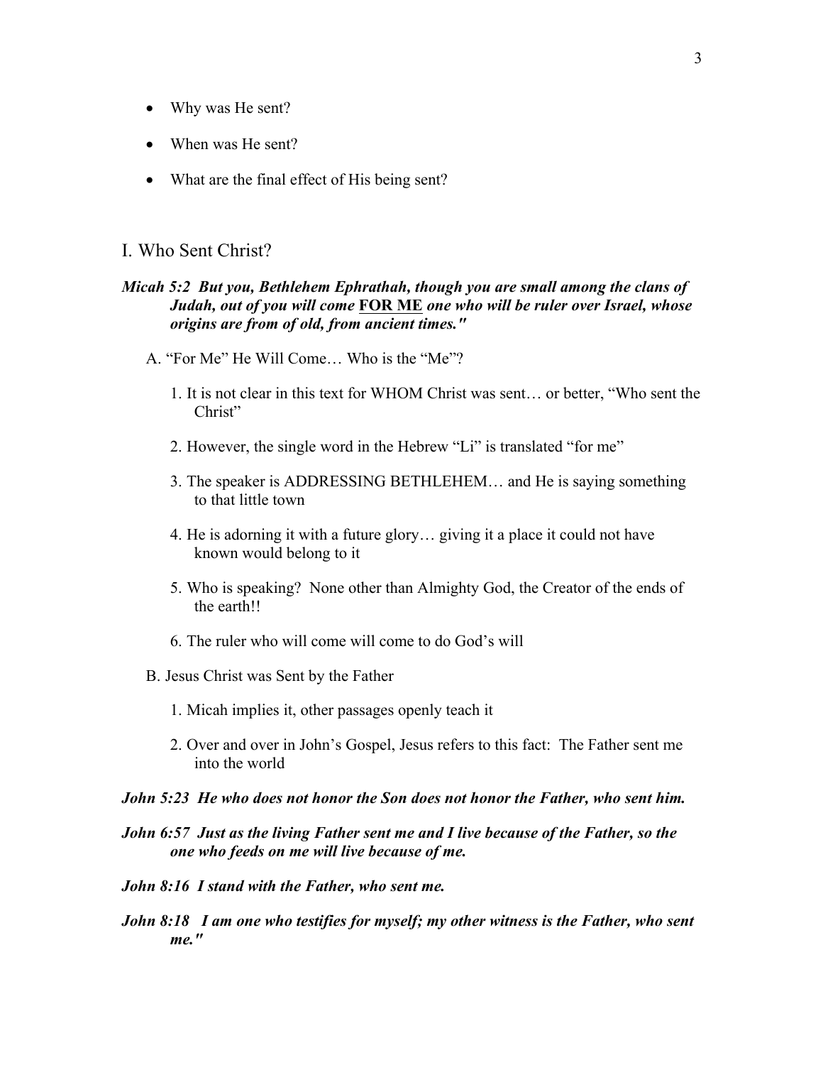- Why was He sent?
- When was He sent?
- What are the final effect of His being sent?

## I. Who Sent Christ?

***Micah 5:2  But you, Bethlehem Ephrathah, though you are small among the clans of Judah, out of you will come <u>FOR ME</u> one who will be ruler over Israel, whose origins are from of old, from ancient times."***

A. "For Me" He Will Come… Who is the "Me"?

1. It is not clear in this text for WHOM Christ was sent… or better, "Who sent the Christ"
2. However, the single word in the Hebrew "Li" is translated "for me"
3. The speaker is ADDRESSING BETHLEHEM… and He is saying something to that little town
4. He is adorning it with a future glory… giving it a place it could not have known would belong to it
5. Who is speaking?  None other than Almighty God, the Creator of the ends of the earth!!
6. The ruler who will come will come to do God's will

B. Jesus Christ was Sent by the Father

1. Micah implies it, other passages openly teach it
2. Over and over in John's Gospel, Jesus refers to this fact:  The Father sent me into the world

***John 5:23  He who does not honor the Son does not honor the Father, who sent him.***

***John 6:57  Just as the living Father sent me and I live because of the Father, so the one who feeds on me will live because of me.***

***John 8:16  I stand with the Father, who sent me.***

***John 8:18   I am one who testifies for myself; my other witness is the Father, who sent me."***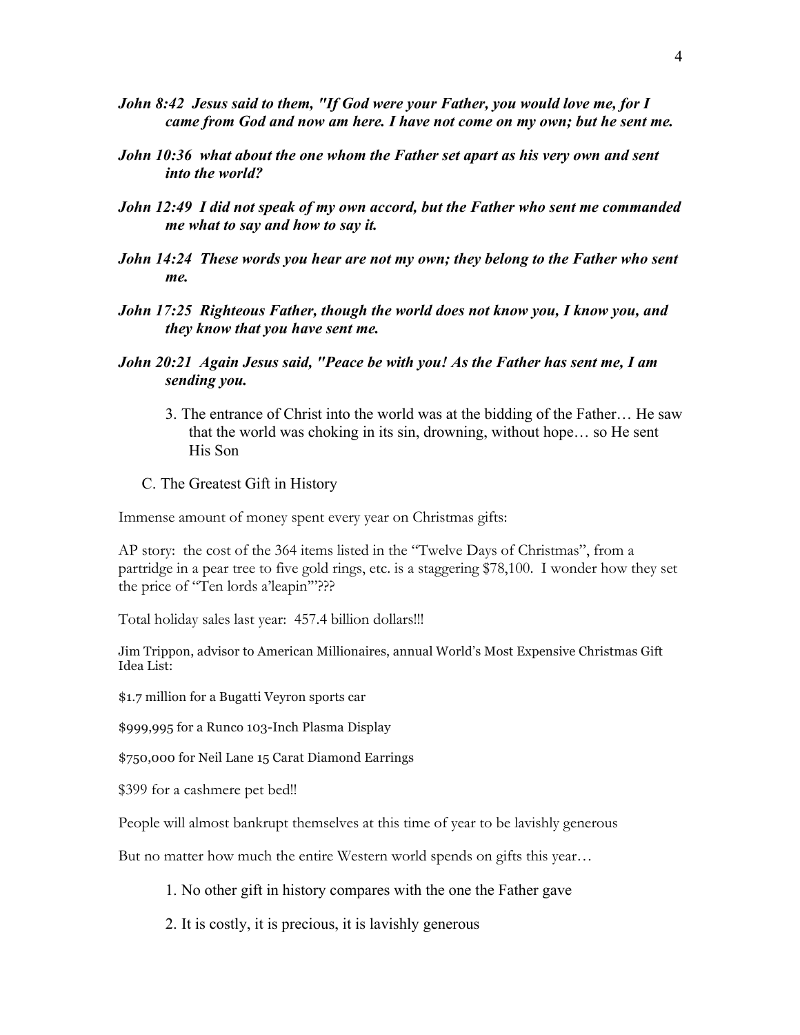***John 8:42 Jesus said to them, "If God were your Father, you would love me, for I came from God and now am here. I have not come on my own; but he sent me.***

***John 10:36 what about the one whom the Father set apart as his very own and sent into the world?***

***John 12:49 I did not speak of my own accord, but the Father who sent me commanded me what to say and how to say it.***

***John 14:24 These words you hear are not my own; they belong to the Father who sent me.***

***John 17:25 Righteous Father, though the world does not know you, I know you, and they know that you have sent me.***

***John 20:21 Again Jesus said, "Peace be with you! As the Father has sent me, I am sending you.***

3. The entrance of Christ into the world was at the bidding of the Father… He saw that the world was choking in its sin, drowning, without hope… so He sent His Son

C. The Greatest Gift in History

Immense amount of money spent every year on Christmas gifts:

AP story: the cost of the 364 items listed in the "Twelve Days of Christmas", from a partridge in a pear tree to five gold rings, etc. is a staggering $78,100. I wonder how they set the price of "Ten lords a'leapin'"???

Total holiday sales last year: 457.4 billion dollars!!!

Jim Trippon, advisor to American Millionaires, annual World's Most Expensive Christmas Gift Idea List:

$1.7 million for a Bugatti Veyron sports car

$999,995 for a Runco 103-Inch Plasma Display

$750,000 for Neil Lane 15 Carat Diamond Earrings

$399 for a cashmere pet bed!!

People will almost bankrupt themselves at this time of year to be lavishly generous

But no matter how much the entire Western world spends on gifts this year…

1. No other gift in history compares with the one the Father gave

2. It is costly, it is precious, it is lavishly generous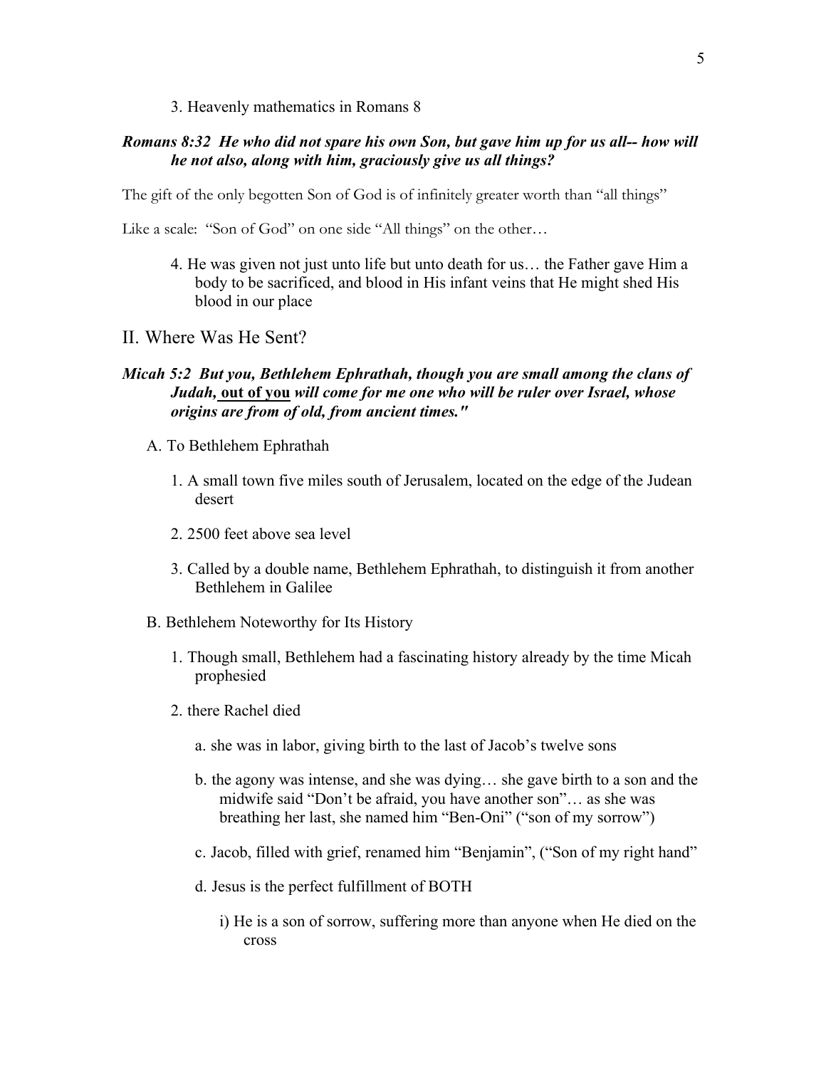3. Heavenly mathematics in Romans 8

***Romans 8:32  He who did not spare his own Son, but gave him up for us all-- how will he not also, along with him, graciously give us all things?***

The gift of the only begotten Son of God is of infinitely greater worth than "all things"

Like a scale:  "Son of God" on one side "All things" on the other…

4. He was given not just unto life but unto death for us… the Father gave Him a body to be sacrificed, and blood in His infant veins that He might shed His blood in our place

## II. Where Was He Sent?

***Micah 5:2  But you, Bethlehem Ephrathah, though you are small among the clans of Judah,*** <u>**out of you**</u> ***will come for me one who will be ruler over Israel, whose origins are from of old, from ancient times."***

A. To Bethlehem Ephrathah

1. A small town five miles south of Jerusalem, located on the edge of the Judean desert

2. 2500 feet above sea level

3. Called by a double name, Bethlehem Ephrathah, to distinguish it from another Bethlehem in Galilee

B. Bethlehem Noteworthy for Its History

1. Though small, Bethlehem had a fascinating history already by the time Micah prophesied

2. there Rachel died

a. she was in labor, giving birth to the last of Jacob's twelve sons

b. the agony was intense, and she was dying… she gave birth to a son and the midwife said "Don't be afraid, you have another son"… as she was breathing her last, she named him "Ben-Oni" ("son of my sorrow")

c. Jacob, filled with grief, renamed him "Benjamin", ("Son of my right hand"

d. Jesus is the perfect fulfillment of BOTH

i) He is a son of sorrow, suffering more than anyone when He died on the cross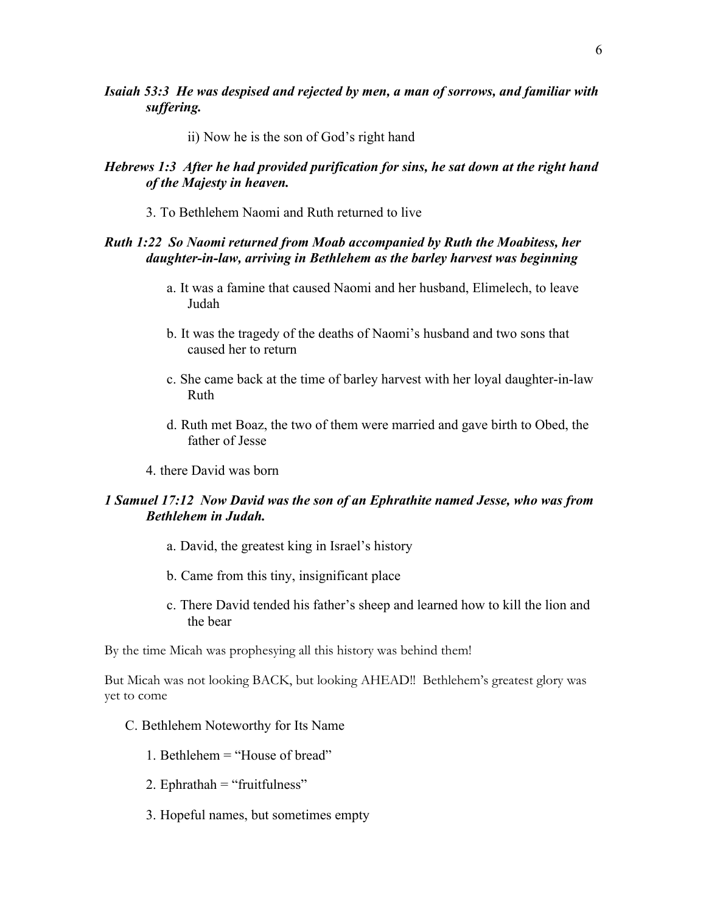***Isaiah 53:3 He was despised and rejected by men, a man of sorrows, and familiar with suffering.***

ii) Now he is the son of God's right hand

***Hebrews 1:3 After he had provided purification for sins, he sat down at the right hand of the Majesty in heaven.***

3. To Bethlehem Naomi and Ruth returned to live

***Ruth 1:22 So Naomi returned from Moab accompanied by Ruth the Moabitess, her daughter-in-law, arriving in Bethlehem as the barley harvest was beginning***

a. It was a famine that caused Naomi and her husband, Elimelech, to leave Judah

b. It was the tragedy of the deaths of Naomi's husband and two sons that caused her to return

c. She came back at the time of barley harvest with her loyal daughter-in-law Ruth

d. Ruth met Boaz, the two of them were married and gave birth to Obed, the father of Jesse

4. there David was born

***1 Samuel 17:12 Now David was the son of an Ephrathite named Jesse, who was from Bethlehem in Judah.***

a. David, the greatest king in Israel's history

b. Came from this tiny, insignificant place

c. There David tended his father's sheep and learned how to kill the lion and the bear

By the time Micah was prophesying all this history was behind them!

But Micah was not looking BACK, but looking AHEAD!! Bethlehem's greatest glory was yet to come

C. Bethlehem Noteworthy for Its Name

1. Bethlehem = "House of bread"

2. Ephrathah = "fruitfulness"

3. Hopeful names, but sometimes empty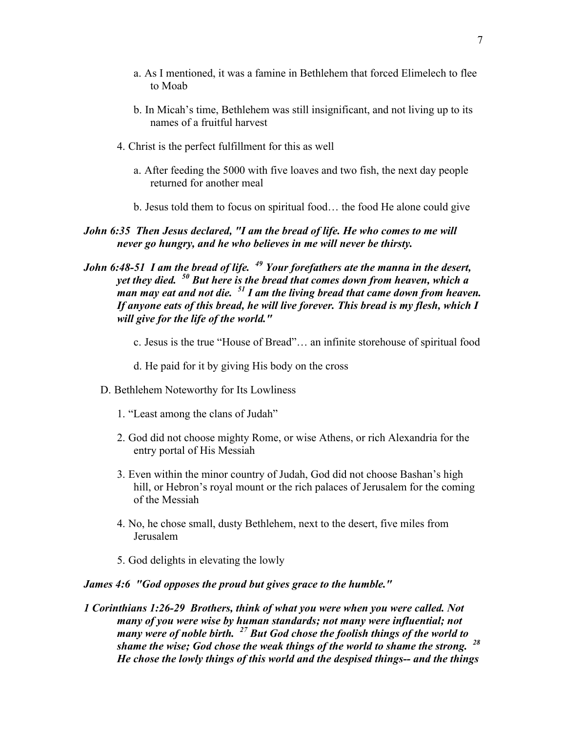a. As I mentioned, it was a famine in Bethlehem that forced Elimelech to flee to Moab

b. In Micah's time, Bethlehem was still insignificant, and not living up to its names of a fruitful harvest

4. Christ is the perfect fulfillment for this as well

a. After feeding the 5000 with five loaves and two fish, the next day people returned for another meal

b. Jesus told them to focus on spiritual food… the food He alone could give

***John 6:35 Then Jesus declared, "I am the bread of life. He who comes to me will never go hungry, and he who believes in me will never be thirsty.***

***John 6:48-51 I am the bread of life. [49] Your forefathers ate the manna in the desert, yet they died. [50] But here is the bread that comes down from heaven, which a man may eat and not die. [51] I am the living bread that came down from heaven. If anyone eats of this bread, he will live forever. This bread is my flesh, which I will give for the life of the world."***

c. Jesus is the true "House of Bread"… an infinite storehouse of spiritual food

d. He paid for it by giving His body on the cross

D. Bethlehem Noteworthy for Its Lowliness

1. "Least among the clans of Judah"

2. God did not choose mighty Rome, or wise Athens, or rich Alexandria for the entry portal of His Messiah

3. Even within the minor country of Judah, God did not choose Bashan's high hill, or Hebron's royal mount or the rich palaces of Jerusalem for the coming of the Messiah

4. No, he chose small, dusty Bethlehem, next to the desert, five miles from Jerusalem

5. God delights in elevating the lowly

***James 4:6 "God opposes the proud but gives grace to the humble."***

***1 Corinthians 1:26-29 Brothers, think of what you were when you were called. Not many of you were wise by human standards; not many were influential; not many were of noble birth. [27] But God chose the foolish things of the world to shame the wise; God chose the weak things of the world to shame the strong. [28] He chose the lowly things of this world and the despised things-- and the things***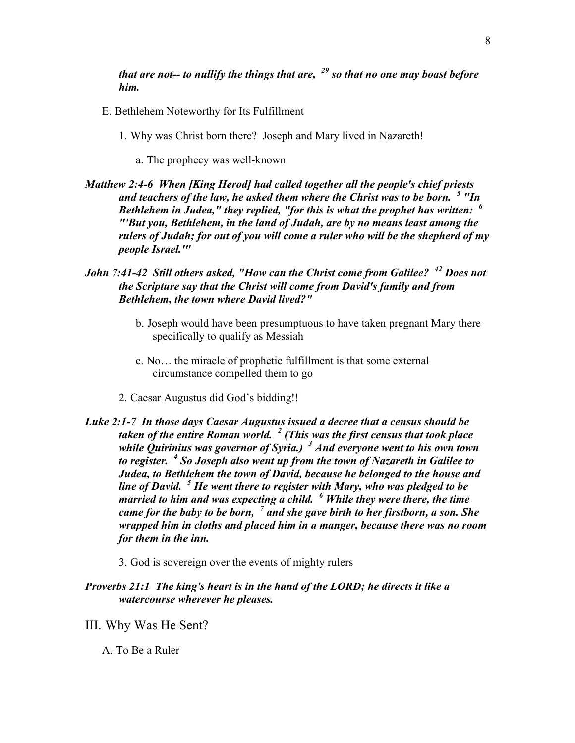***that are not-- to nullify the things that are, [29] so that no one may boast before him.***

E. Bethlehem Noteworthy for Its Fulfillment

1. Why was Christ born there? Joseph and Mary lived in Nazareth!

    a. The prophecy was well-known

***Matthew 2:4-6 When [King Herod] had called together all the people's chief priests and teachers of the law, he asked them where the Christ was to be born. [5] "In Bethlehem in Judea," they replied, "for this is what the prophet has written: [6] "'But you, Bethlehem, in the land of Judah, are by no means least among the rulers of Judah; for out of you will come a ruler who will be the shepherd of my people Israel.'"***

***John 7:41-42 Still others asked, "How can the Christ come from Galilee? [42] Does not the Scripture say that the Christ will come from David's family and from Bethlehem, the town where David lived?"***

    b. Joseph would have been presumptuous to have taken pregnant Mary there specifically to qualify as Messiah

    c. No… the miracle of prophetic fulfillment is that some external circumstance compelled them to go

2. Caesar Augustus did God's bidding!!

***Luke 2:1-7 In those days Caesar Augustus issued a decree that a census should be taken of the entire Roman world. [2] (This was the first census that took place while Quirinius was governor of Syria.) [3] And everyone went to his own town to register. [4] So Joseph also went up from the town of Nazareth in Galilee to Judea, to Bethlehem the town of David, because he belonged to the house and line of David. [5] He went there to register with Mary, who was pledged to be married to him and was expecting a child. [6] While they were there, the time came for the baby to be born, [7] and she gave birth to her firstborn, a son. She wrapped him in cloths and placed him in a manger, because there was no room for them in the inn.***

3. God is sovereign over the events of mighty rulers

***Proverbs 21:1 The king's heart is in the hand of the LORD; he directs it like a watercourse wherever he pleases.***

## III. Why Was He Sent?

A. To Be a Ruler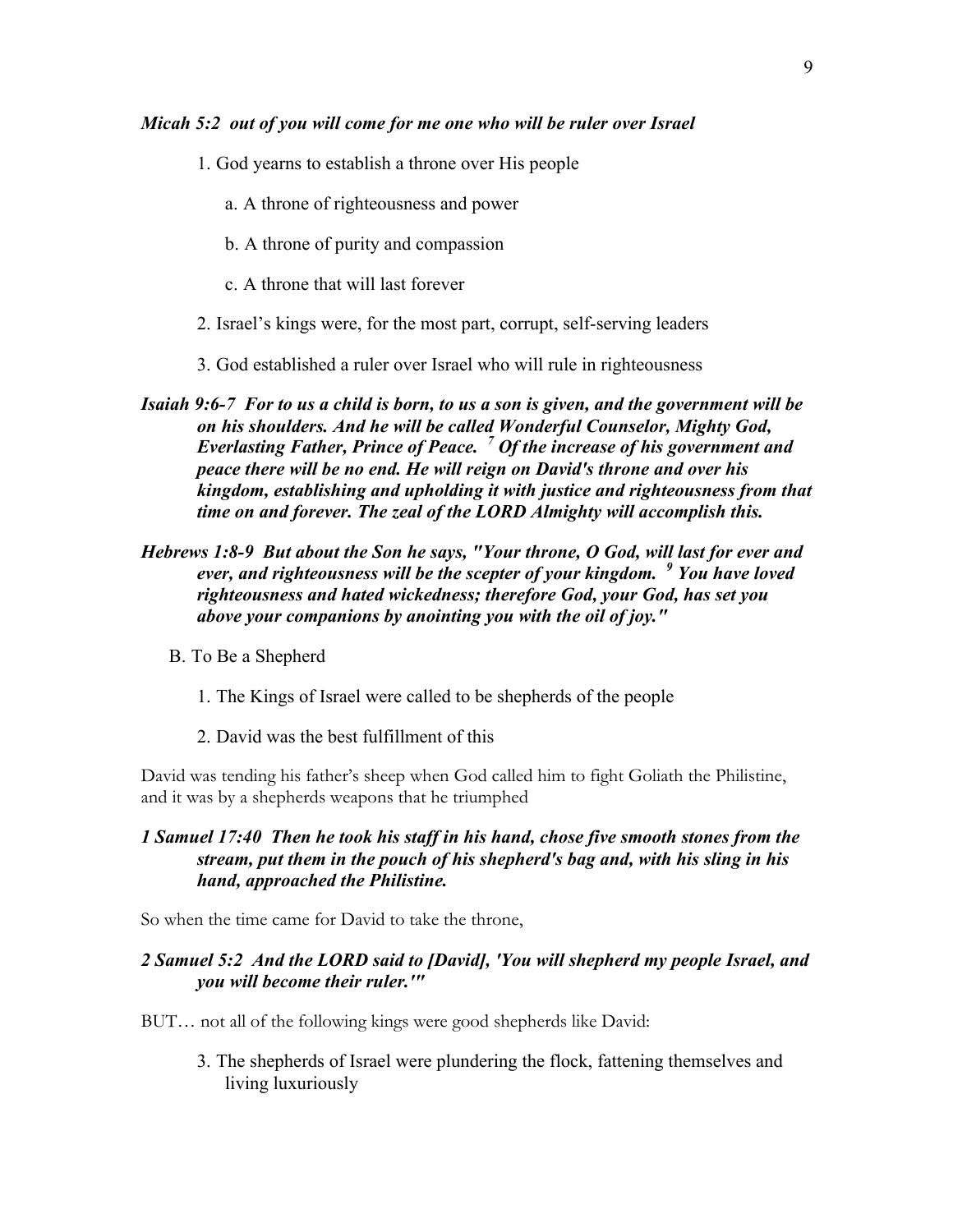***Micah 5:2 out of you will come for me one who will be ruler over Israel***

1. God yearns to establish a throne over His people
    a. A throne of righteousness and power
    b. A throne of purity and compassion
    c. A throne that will last forever
2. Israel's kings were, for the most part, corrupt, self-serving leaders
3. God established a ruler over Israel who will rule in righteousness

***Isaiah 9:6-7 For to us a child is born, to us a son is given, and the government will be on his shoulders. And he will be called Wonderful Counselor, Mighty God, Everlasting Father, Prince of Peace. [7] Of the increase of his government and peace there will be no end. He will reign on David's throne and over his kingdom, establishing and upholding it with justice and righteousness from that time on and forever. The zeal of the LORD Almighty will accomplish this.***

***Hebrews 1:8-9 But about the Son he says, "Your throne, O God, will last for ever and ever, and righteousness will be the scepter of your kingdom. [9] You have loved righteousness and hated wickedness; therefore God, your God, has set you above your companions by anointing you with the oil of joy."***

B. To Be a Shepherd

1. The Kings of Israel were called to be shepherds of the people
2. David was the best fulfillment of this

David was tending his father's sheep when God called him to fight Goliath the Philistine, and it was by a shepherds weapons that he triumphed

***1 Samuel 17:40 Then he took his staff in his hand, chose five smooth stones from the stream, put them in the pouch of his shepherd's bag and, with his sling in his hand, approached the Philistine.***

So when the time came for David to take the throne,

***2 Samuel 5:2 And the LORD said to [David], 'You will shepherd my people Israel, and you will become their ruler.'"***

BUT… not all of the following kings were good shepherds like David:

3. The shepherds of Israel were plundering the flock, fattening themselves and living luxuriously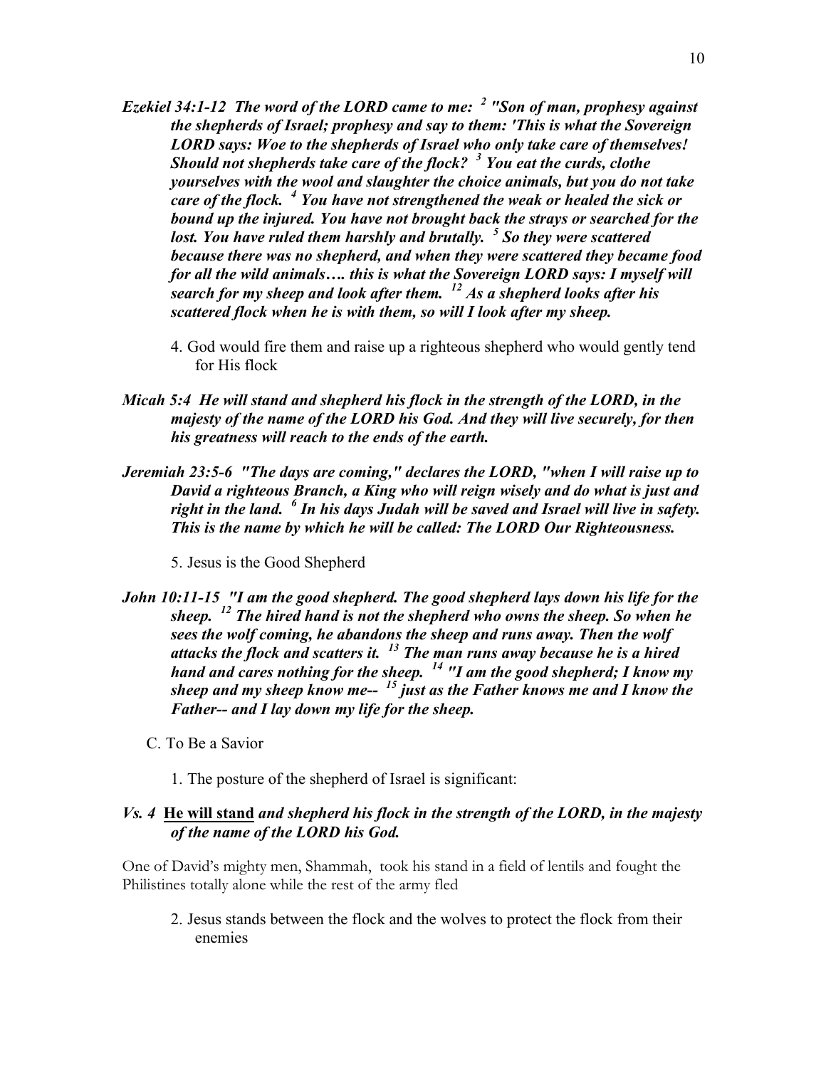***Ezekiel 34:1-12 The word of the LORD came to me: [2] "Son of man, prophesy against the shepherds of Israel; prophesy and say to them: 'This is what the Sovereign LORD says: Woe to the shepherds of Israel who only take care of themselves! Should not shepherds take care of the flock? [3] You eat the curds, clothe yourselves with the wool and slaughter the choice animals, but you do not take care of the flock. [4] You have not strengthened the weak or healed the sick or bound up the injured. You have not brought back the strays or searched for the lost. You have ruled them harshly and brutally. [5] So they were scattered because there was no shepherd, and when they were scattered they became food for all the wild animals…. this is what the Sovereign LORD says: I myself will search for my sheep and look after them. [12] As a shepherd looks after his scattered flock when he is with them, so will I look after my sheep.***

4. God would fire them and raise up a righteous shepherd who would gently tend for His flock

***Micah 5:4 He will stand and shepherd his flock in the strength of the LORD, in the majesty of the name of the LORD his God. And they will live securely, for then his greatness will reach to the ends of the earth.***

***Jeremiah 23:5-6 "The days are coming," declares the LORD, "when I will raise up to David a righteous Branch, a King who will reign wisely and do what is just and right in the land. [6] In his days Judah will be saved and Israel will live in safety. This is the name by which he will be called: The LORD Our Righteousness.***

5. Jesus is the Good Shepherd

***John 10:11-15 "I am the good shepherd. The good shepherd lays down his life for the sheep. [12] The hired hand is not the shepherd who owns the sheep. So when he sees the wolf coming, he abandons the sheep and runs away. Then the wolf attacks the flock and scatters it. [13] The man runs away because he is a hired hand and cares nothing for the sheep. [14] "I am the good shepherd; I know my sheep and my sheep know me-- [15] just as the Father knows me and I know the Father-- and I lay down my life for the sheep.***

C. To Be a Savior

1. The posture of the shepherd of Israel is significant:

***Vs. 4*** **<u>He will stand</u>** ***and shepherd his flock in the strength of the LORD, in the majesty of the name of the LORD his God.***

One of David's mighty men, Shammah, took his stand in a field of lentils and fought the Philistines totally alone while the rest of the army fled

2. Jesus stands between the flock and the wolves to protect the flock from their enemies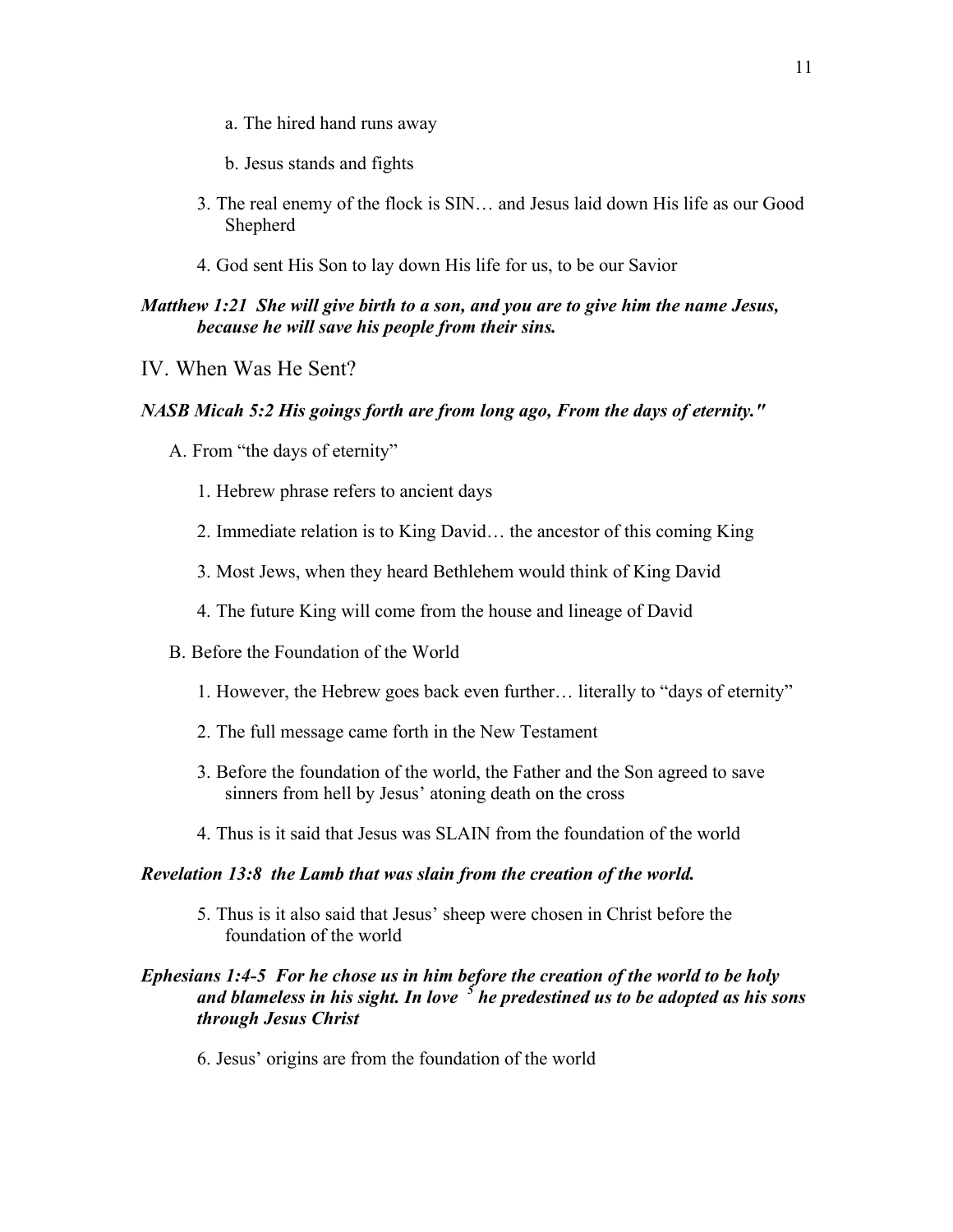a. The hired hand runs away

b. Jesus stands and fights

3. The real enemy of the flock is SIN… and Jesus laid down His life as our Good Shepherd

4. God sent His Son to lay down His life for us, to be our Savior

***Matthew 1:21 She will give birth to a son, and you are to give him the name Jesus, because he will save his people from their sins.***

## IV. When Was He Sent?

***NASB Micah 5:2 His goings forth are from long ago, From the days of eternity."***

A. From "the days of eternity"

1. Hebrew phrase refers to ancient days

2. Immediate relation is to King David… the ancestor of this coming King

3. Most Jews, when they heard Bethlehem would think of King David

4. The future King will come from the house and lineage of David

B. Before the Foundation of the World

1. However, the Hebrew goes back even further… literally to "days of eternity"

2. The full message came forth in the New Testament

3. Before the foundation of the world, the Father and the Son agreed to save sinners from hell by Jesus' atoning death on the cross

4. Thus is it said that Jesus was SLAIN from the foundation of the world

***Revelation 13:8 the Lamb that was slain from the creation of the world.***

5. Thus is it also said that Jesus' sheep were chosen in Christ before the foundation of the world

***Ephesians 1:4-5 For he chose us in him before the creation of the world to be holy and blameless in his sight. In love [5] he predestined us to be adopted as his sons through Jesus Christ***

6. Jesus' origins are from the foundation of the world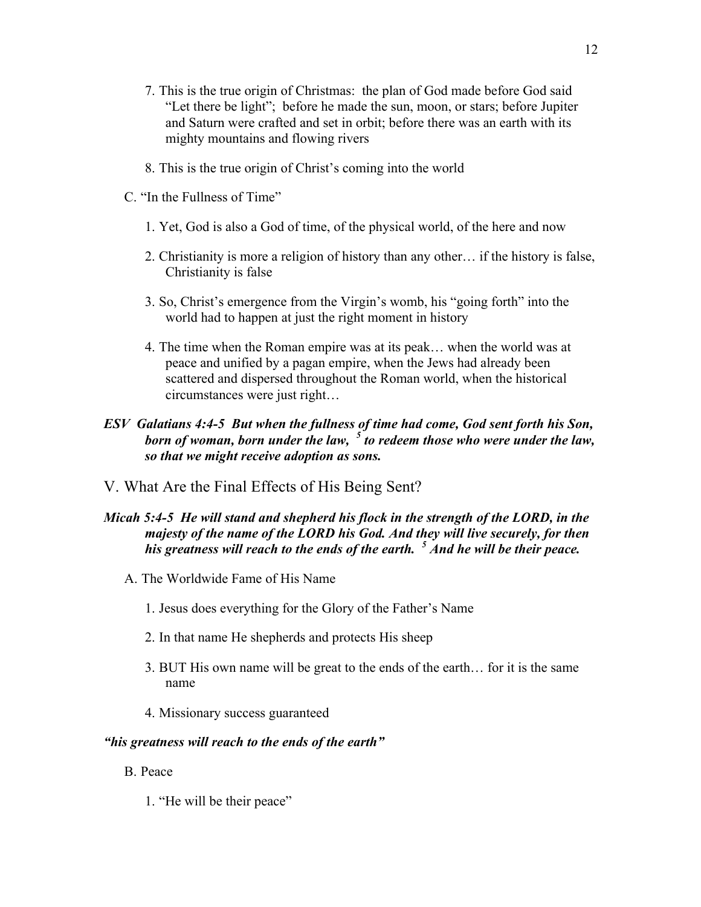7. This is the true origin of Christmas: the plan of God made before God said "Let there be light"; before he made the sun, moon, or stars; before Jupiter and Saturn were crafted and set in orbit; before there was an earth with its mighty mountains and flowing rivers

8. This is the true origin of Christ's coming into the world

C. "In the Fullness of Time"

1. Yet, God is also a God of time, of the physical world, of the here and now

2. Christianity is more a religion of history than any other… if the history is false, Christianity is false

3. So, Christ's emergence from the Virgin's womb, his "going forth" into the world had to happen at just the right moment in history

4. The time when the Roman empire was at its peak… when the world was at peace and unified by a pagan empire, when the Jews had already been scattered and dispersed throughout the Roman world, when the historical circumstances were just right…

***ESV Galatians 4:4-5 But when the fullness of time had come, God sent forth his Son, born of woman, born under the law, [5] to redeem those who were under the law, so that we might receive adoption as sons.***

## V. What Are the Final Effects of His Being Sent?

***Micah 5:4-5 He will stand and shepherd his flock in the strength of the LORD, in the majesty of the name of the LORD his God. And they will live securely, for then his greatness will reach to the ends of the earth. [5] And he will be their peace.***

A. The Worldwide Fame of His Name

1. Jesus does everything for the Glory of the Father's Name

2. In that name He shepherds and protects His sheep

3. BUT His own name will be great to the ends of the earth… for it is the same name

4. Missionary success guaranteed

***"his greatness will reach to the ends of the earth"***

B. Peace

1. "He will be their peace"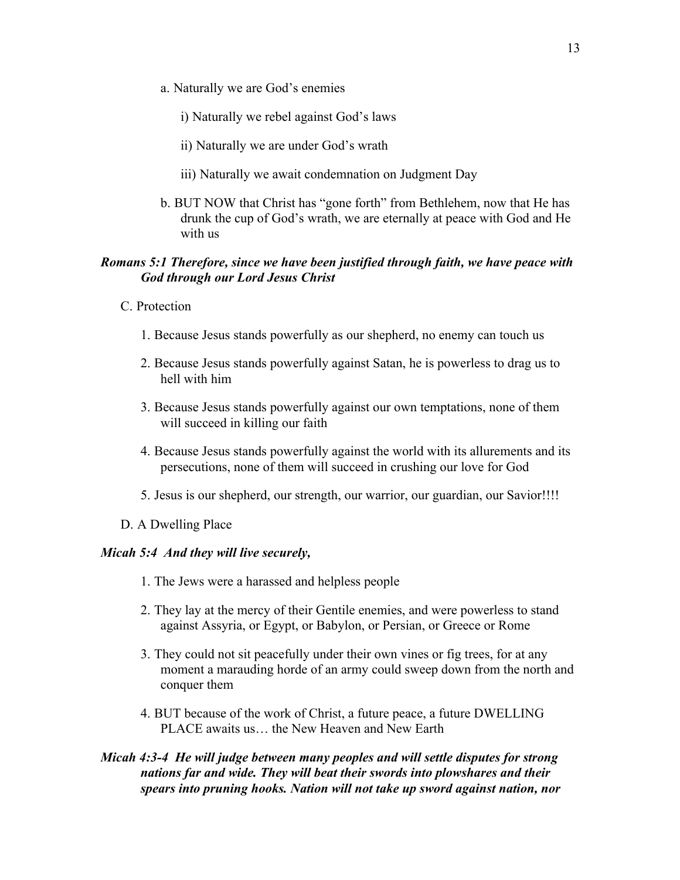a. Naturally we are God's enemies

i) Naturally we rebel against God's laws

ii) Naturally we are under God's wrath

iii) Naturally we await condemnation on Judgment Day

b. BUT NOW that Christ has "gone forth" from Bethlehem, now that He has drunk the cup of God's wrath, we are eternally at peace with God and He with us

***Romans 5:1 Therefore, since we have been justified through faith, we have peace with God through our Lord Jesus Christ***

C. Protection

1. Because Jesus stands powerfully as our shepherd, no enemy can touch us

2. Because Jesus stands powerfully against Satan, he is powerless to drag us to hell with him

3. Because Jesus stands powerfully against our own temptations, none of them will succeed in killing our faith

4. Because Jesus stands powerfully against the world with its allurements and its persecutions, none of them will succeed in crushing our love for God

5. Jesus is our shepherd, our strength, our warrior, our guardian, our Savior!!!!

D. A Dwelling Place

***Micah 5:4 And they will live securely,***

1. The Jews were a harassed and helpless people

2. They lay at the mercy of their Gentile enemies, and were powerless to stand against Assyria, or Egypt, or Babylon, or Persian, or Greece or Rome

3. They could not sit peacefully under their own vines or fig trees, for at any moment a marauding horde of an army could sweep down from the north and conquer them

4. BUT because of the work of Christ, a future peace, a future DWELLING PLACE awaits us… the New Heaven and New Earth

***Micah 4:3-4 He will judge between many peoples and will settle disputes for strong nations far and wide. They will beat their swords into plowshares and their spears into pruning hooks. Nation will not take up sword against nation, nor***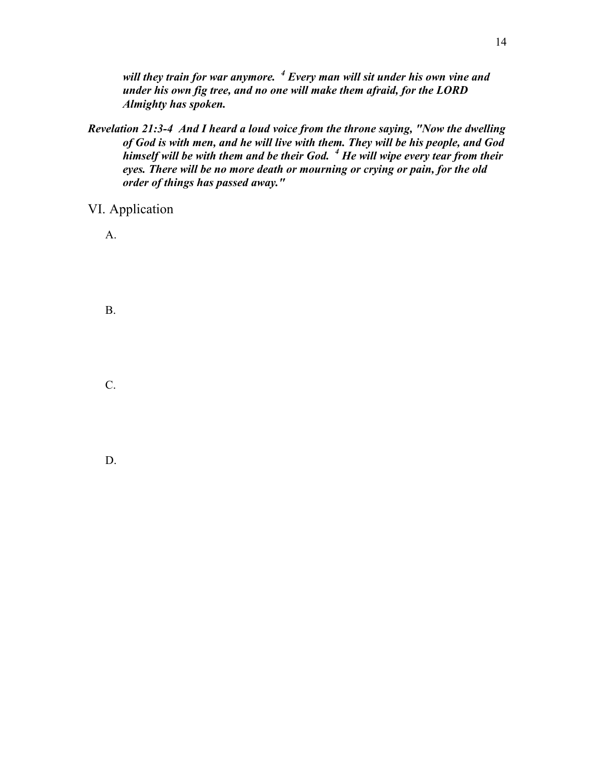***will they train for war anymore. [4] Every man will sit under his own vine and under his own fig tree, and no one will make them afraid, for the LORD Almighty has spoken.***

***Revelation 21:3-4  And I heard a loud voice from the throne saying, "Now the dwelling of God is with men, and he will live with them. They will be his people, and God himself will be with them and be their God. [4] He will wipe every tear from their eyes. There will be no more death or mourning or crying or pain, for the old order of things has passed away."***

## VI. Application

A.

B.

C.

D.